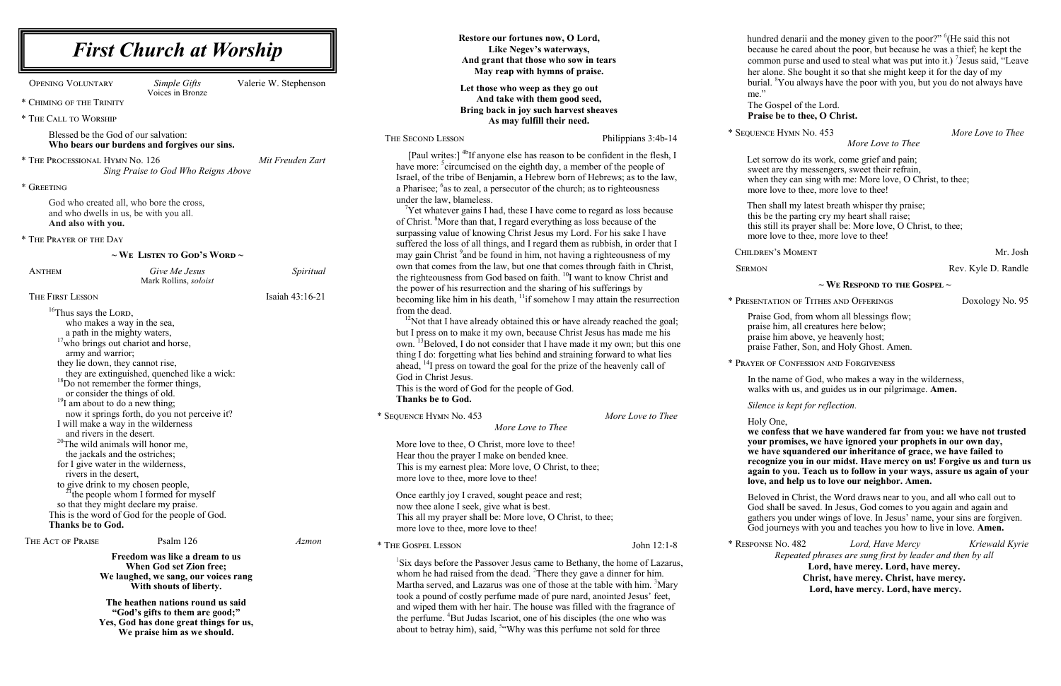# *First Church at Worship*

OPENING VOLUNTARY *Simple Gifts* Valerie W. Stephenson
Voices in Bronze

\* CHIMING OF THE TRINITY

\* THE CALL TO WORSHIP

Blessed be the God of our salvation:
**Who bears our burdens and forgives our sins.**

\* THE PROCESSIONAL HYMN NO. 126 *Mit Freuden Zart*
*Sing Praise to God Who Reigns Above*

\* GREETING

God who created all, who bore the cross,
and who dwells in us, be with you all.
**And also with you.**

\* THE PRAYER OF THE DAY

## ~ WE LISTEN TO GOD'S WORD ~

ANTHEM *Give Me Jesus* *Spiritual*
Mark Rollins, *soloist*

THE FIRST LESSON Isaiah 43:16-21

[16]Thus says the LORD,
who makes a way in the sea,
a path in the mighty waters,
[17]who brings out chariot and horse,
army and warrior;
they lie down, they cannot rise,
they are extinguished, quenched like a wick:
[18]Do not remember the former things,
or consider the things of old.
[19]I am about to do a new thing;
now it springs forth, do you not perceive it?
I will make a way in the wilderness
and rivers in the desert.
[20]The wild animals will honor me,
the jackals and the ostriches;
for I give water in the wilderness,
rivers in the desert,
to give drink to my chosen people,
[21]the people whom I formed for myself
so that they might declare my praise.
This is the word of God for the people of God.
**Thanks be to God.**

THE ACT OF PRAISE Psalm 126 *Azmon*

**Freedom was like a dream to us**
**When God set Zion free;**
**We laughed, we sang, our voices rang**
**With shouts of liberty.**

**The heathen nations round us said**
**"God's gifts to them are good;"**
**Yes, God has done great things for us,**
**We praise him as we should.**

**Restore our fortunes now, O Lord,**
**Like Negev's waterways,**
**And grant that those who sow in tears**
**May reap with hymns of praise.**

**Let those who weep as they go out**
**And take with them good seed,**
**Bring back in joy such harvest sheaves**
**As may fulfill their need.**

THE SECOND LESSON Philippians 3:4b-14

[Paul writes:] [4b]If anyone else has reason to be confident in the flesh, I have more: [5]circumcised on the eighth day, a member of the people of Israel, of the tribe of Benjamin, a Hebrew born of Hebrews; as to the law, a Pharisee; [6]as to zeal, a persecutor of the church; as to righteousness under the law, blameless.

[7]Yet whatever gains I had, these I have come to regard as loss because of Christ. [8]More than that, I regard everything as loss because of the surpassing value of knowing Christ Jesus my Lord. For his sake I have suffered the loss of all things, and I regard them as rubbish, in order that I may gain Christ [9]and be found in him, not having a righteousness of my own that comes from the law, but one that comes through faith in Christ, the righteousness from God based on faith. [10]I want to know Christ and the power of his resurrection and the sharing of his sufferings by becoming like him in his death, [11]if somehow I may attain the resurrection from the dead.

[12]Not that I have already obtained this or have already reached the goal; but I press on to make it my own, because Christ Jesus has made me his own. [13]Beloved, I do not consider that I have made it my own; but this one thing I do: forgetting what lies behind and straining forward to what lies ahead, [14]I press on toward the goal for the prize of the heavenly call of God in Christ Jesus.
This is the word of God for the people of God.
**Thanks be to God.**

\* SEQUENCE HYMN NO. 453 *More Love to Thee*
*More Love to Thee*

More love to thee, O Christ, more love to thee!
Hear thou the prayer I make on bended knee.
This is my earnest plea: More love, O Christ, to thee;
more love to thee, more love to thee!

Once earthly joy I craved, sought peace and rest;
now thee alone I seek, give what is best.
This all my prayer shall be: More love, O Christ, to thee;
more love to thee, more love to thee!

\* THE GOSPEL LESSON John 12:1-8

[1]Six days before the Passover Jesus came to Bethany, the home of Lazarus, whom he had raised from the dead. [2]There they gave a dinner for him. Martha served, and Lazarus was one of those at the table with him. [3]Mary took a pound of costly perfume made of pure nard, anointed Jesus' feet, and wiped them with her hair. The house was filled with the fragrance of the perfume. [4]But Judas Iscariot, one of his disciples (the one who was about to betray him), said, [5]"Why was this perfume not sold for three hundred denarii and the money given to the poor?" [6](He said this not because he cared about the poor, but because he was a thief; he kept the common purse and used to steal what was put into it.) [7]Jesus said, "Leave her alone. She bought it so that she might keep it for the day of my burial. [8]You always have the poor with you, but you do not always have me."
The Gospel of the Lord.
**Praise be to thee, O Christ.**

\* SEQUENCE HYMN NO. 453 *More Love to Thee*
*More Love to Thee*

Let sorrow do its work, come grief and pain;
sweet are thy messengers, sweet their refrain,
when they can sing with me: More love, O Christ, to thee;
more love to thee, more love to thee!

Then shall my latest breath whisper thy praise;
this be the parting cry my heart shall raise;
this still its prayer shall be: More love, O Christ, to thee;
more love to thee, more love to thee!

CHILDREN'S MOMENT Mr. Josh

SERMON Rev. Kyle D. Randle

## ~ WE RESPOND TO THE GOSPEL ~

\* PRESENTATION OF TITHES AND OFFERINGS Doxology No. 95

Praise God, from whom all blessings flow;
praise him, all creatures here below;
praise him above, ye heavenly host;
praise Father, Son, and Holy Ghost. Amen.

\* PRAYER OF CONFESSION AND FORGIVENESS

In the name of God, who makes a way in the wilderness,
walks with us, and guides us in our pilgrimage. **Amen.**

*Silence is kept for reflection.*

Holy One,
**we confess that we have wandered far from you: we have not trusted your promises, we have ignored your prophets in our own day, we have squandered our inheritance of grace, we have failed to recognize you in our midst. Have mercy on us! Forgive us and turn us again to you. Teach us to follow in your ways, assure us again of your love, and help us to love our neighbor. Amen.**

Beloved in Christ, the Word draws near to you, and all who call out to God shall be saved. In Jesus, God comes to you again and again and gathers you under wings of love. In Jesus' name, your sins are forgiven. God journeys with you and teaches you how to live in love. **Amen.**

\* RESPONSE NO. 482 *Lord, Have Mercy* *Kriewald Kyrie*
*Repeated phrases are sung first by leader and then by all*

**Lord, have mercy. Lord, have mercy.**
**Christ, have mercy. Christ, have mercy.**
**Lord, have mercy. Lord, have mercy.**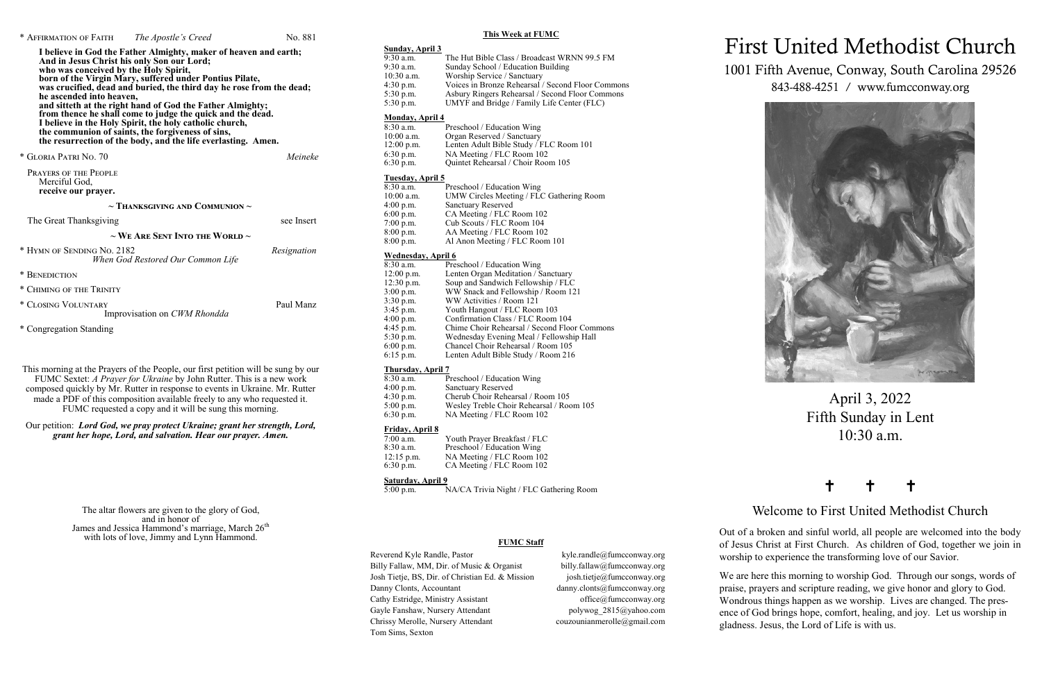\* AFFIRMATION OF FAITH *The Apostle's Creed* No. 881

**I believe in God the Father Almighty, maker of heaven and earth;**
**And in Jesus Christ his only Son our Lord;**
**who was conceived by the Holy Spirit,**
**born of the Virgin Mary, suffered under Pontius Pilate,**
**was crucified, dead and buried, the third day he rose from the dead;**
**he ascended into heaven,**
**and sitteth at the right hand of God the Father Almighty;**
**from thence he shall come to judge the quick and the dead.**
**I believe in the Holy Spirit, the holy catholic church,**
**the communion of saints, the forgiveness of sins,**
**the resurrection of the body, and the life everlasting. Amen.**

\* GLORIA PATRI No. 70 *Meineke*

PRAYERS OF THE PEOPLE
Merciful God,
**receive our prayer.**

~ THANKSGIVING AND COMMUNION ~

The Great Thanksgiving see Insert

~ WE ARE SENT INTO THE WORLD ~

\* HYMN OF SENDING No. 2182 *Resignation*
*When God Restored Our Common Life*

\* BENEDICTION

\* CHIMING OF THE TRINITY

\* CLOSING VOLUNTARY Paul Manz
Improvisation on *CWM Rhondda*

\* Congregation Standing

This morning at the Prayers of the People, our first petition will be sung by our FUMC Sextet: *A Prayer for Ukraine* by John Rutter. This is a new work composed quickly by Mr. Rutter in response to events in Ukraine. Mr. Rutter made a PDF of this composition available freely to any who requested it. FUMC requested a copy and it will be sung this morning.

Our petition: ***Lord God, we pray protect Ukraine; grant her strength, Lord, grant her hope, Lord, and salvation. Hear our prayer. Amen.***

The altar flowers are given to the glory of God,
and in honor of
James and Jessica Hammond's marriage, March 26th
with lots of love, Jimmy and Lynn Hammond.

## This Week at FUMC

**Sunday, April 3**

| | |
|---|---|
| 9:30 a.m. | The Hut Bible Class / Broadcast WRNN 99.5 FM |
| 9:30 a.m. | Sunday School / Education Building |
| 10:30 a.m. | Worship Service / Sanctuary |
| 4:30 p.m. | Voices in Bronze Rehearsal / Second Floor Commons |
| 5:30 p.m. | Asbury Ringers Rehearsal / Second Floor Commons |
| 5:30 p.m. | UMYF and Bridge / Family Life Center (FLC) |

**Monday, April 4**

| | |
|---|---|
| 8:30 a.m. | Preschool / Education Wing |
| 10:00 a.m. | Organ Reserved / Sanctuary |
| 12:00 p.m. | Lenten Adult Bible Study / FLC Room 101 |
| 6:30 p.m. | NA Meeting / FLC Room 102 |
| 6:30 p.m. | Quintet Rehearsal / Choir Room 105 |

**Tuesday, April 5**

| | |
|---|---|
| 8:30 a.m. | Preschool / Education Wing |
| 10:00 a.m. | UMW Circles Meeting / FLC Gathering Room |
| 4:00 p.m. | Sanctuary Reserved |
| 6:00 p.m. | CA Meeting / FLC Room 102 |
| 7:00 p.m. | Cub Scouts / FLC Room 104 |
| 8:00 p.m. | AA Meeting / FLC Room 102 |
| 8:00 p.m. | Al Anon Meeting / FLC Room 101 |

**Wednesday, April 6**

| | |
|---|---|
| 8:30 a.m. | Preschool / Education Wing |
| 12:00 p.m. | Lenten Organ Meditation / Sanctuary |
| 12:30 p.m. | Soup and Sandwich Fellowship / FLC |
| 3:00 p.m. | WW Snack and Fellowship / Room 121 |
| 3:30 p.m. | WW Activities / Room 121 |
| 3:45 p.m. | Youth Hangout / FLC Room 103 |
| 4:00 p.m. | Confirmation Class / FLC Room 104 |
| 4:45 p.m. | Chime Choir Rehearsal / Second Floor Commons |
| 5:30 p.m. | Wednesday Evening Meal / Fellowship Hall |
| 6:00 p.m. | Chancel Choir Rehearsal / Room 105 |
| 6:15 p.m. | Lenten Adult Bible Study / Room 216 |

**Thursday, April 7**

| | |
|---|---|
| 8:30 a.m. | Preschool / Education Wing |
| 4:00 p.m. | Sanctuary Reserved |
| 4:30 p.m. | Cherub Choir Rehearsal / Room 105 |
| 5:00 p.m. | Wesley Treble Choir Rehearsal / Room 105 |
| 6:30 p.m. | NA Meeting / FLC Room 102 |

**Friday, April 8**

| | |
|---|---|
| 7:00 a.m. | Youth Prayer Breakfast / FLC |
| 8:30 a.m. | Preschool / Education Wing |
| 12:15 p.m. | NA Meeting / FLC Room 102 |
| 6:30 p.m. | CA Meeting / FLC Room 102 |

**Saturday, April 9**

| | |
|---|---|
| 5:00 p.m. | NA/CA Trivia Night / FLC Gathering Room |

## FUMC Staff

| | |
|---|---|
| Reverend Kyle Randle, Pastor | kyle.randle@fumcconway.org |
| Billy Fallaw, MM, Dir. of Music & Organist | billy.fallaw@fumcconway.org |
| Josh Tietje, BS, Dir. of Christian Ed. & Mission | josh.tietje@fumcconway.org |
| Danny Clonts, Accountant | danny.clonts@fumcconway.org |
| Cathy Estridge, Ministry Assistant | office@fumcconway.org |
| Gayle Fanshaw, Nursery Attendant | polywog_2815@yahoo.com |
| Chrissy Merolle, Nursery Attendant | couzounianmerolle@gmail.com |
| Tom Sims, Sexton | |

# First United Methodist Church

1001 Fifth Avenue, Conway, South Carolina 29526
843-488-4251 / www.fumcconway.org

April 3, 2022
Fifth Sunday in Lent
10:30 a.m.

✝ ✝ ✝

## Welcome to First United Methodist Church

Out of a broken and sinful world, all people are welcomed into the body of Jesus Christ at First Church. As children of God, together we join in worship to experience the transforming love of our Savior.

We are here this morning to worship God. Through our songs, words of praise, prayers and scripture reading, we give honor and glory to God. Wondrous things happen as we worship. Lives are changed. The presence of God brings hope, comfort, healing, and joy. Let us worship in gladness. Jesus, the Lord of Life is with us.